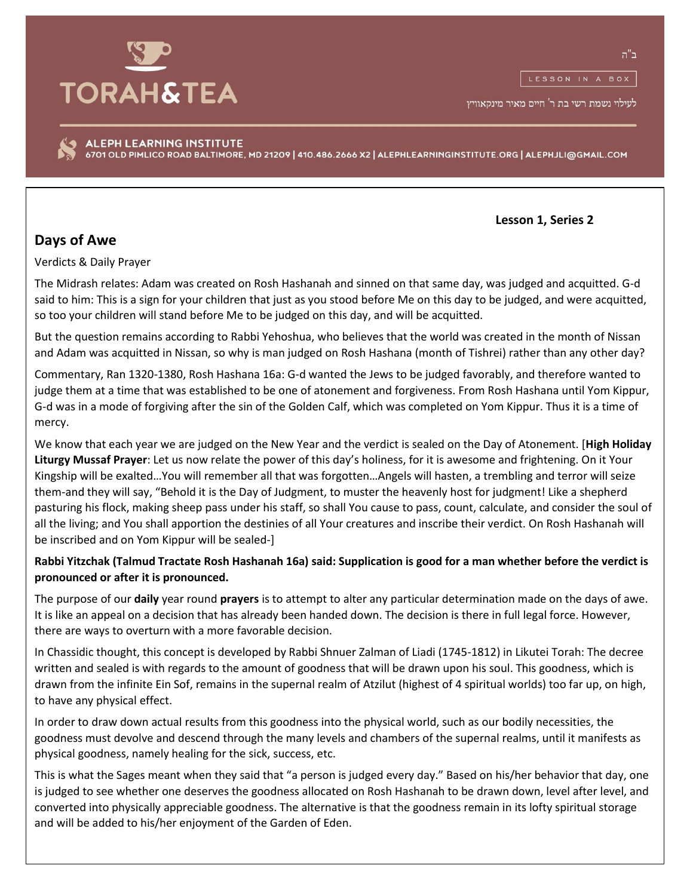# TORAH&TEA

ב"ה

LESSON IN A BOX

לעילוי נשמת רשי בת ר' חיים מאיר מינקאוויץ

ALEPH LEARNING INSTITUTE
6701 OLD PIMLICO ROAD BALTIMORE, MD 21209 | 410.486.2666 X2 | ALEPHLEARNINGINSTITUTE.ORG | ALEPHJLI@GMAIL.COM

**Lesson 1, Series 2**

## Days of Awe

Verdicts & Daily Prayer

The Midrash relates: Adam was created on Rosh Hashanah and sinned on that same day, was judged and acquitted. G-d said to him: This is a sign for your children that just as you stood before Me on this day to be judged, and were acquitted, so too your children will stand before Me to be judged on this day, and will be acquitted.

But the question remains according to Rabbi Yehoshua, who believes that the world was created in the month of Nissan and Adam was acquitted in Nissan, so why is man judged on Rosh Hashana (month of Tishrei) rather than any other day?

Commentary, Ran 1320-1380, Rosh Hashana 16a: G-d wanted the Jews to be judged favorably, and therefore wanted to judge them at a time that was established to be one of atonement and forgiveness. From Rosh Hashana until Yom Kippur, G-d was in a mode of forgiving after the sin of the Golden Calf, which was completed on Yom Kippur. Thus it is a time of mercy.

We know that each year we are judged on the New Year and the verdict is sealed on the Day of Atonement. [**High Holiday Liturgy Mussaf Prayer**: Let us now relate the power of this day's holiness, for it is awesome and frightening. On it Your Kingship will be exalted…You will remember all that was forgotten…Angels will hasten, a trembling and terror will seize them-and they will say, "Behold it is the Day of Judgment, to muster the heavenly host for judgment! Like a shepherd pasturing his flock, making sheep pass under his staff, so shall You cause to pass, count, calculate, and consider the soul of all the living; and You shall apportion the destinies of all Your creatures and inscribe their verdict. On Rosh Hashanah will be inscribed and on Yom Kippur will be sealed-]

**Rabbi Yitzchak (Talmud Tractate Rosh Hashanah 16a) said: Supplication is good for a man whether before the verdict is pronounced or after it is pronounced.**

The purpose of our **daily** year round **prayers** is to attempt to alter any particular determination made on the days of awe. It is like an appeal on a decision that has already been handed down. The decision is there in full legal force. However, there are ways to overturn with a more favorable decision.

In Chassidic thought, this concept is developed by Rabbi Shnuer Zalman of Liadi (1745-1812) in Likutei Torah: The decree written and sealed is with regards to the amount of goodness that will be drawn upon his soul. This goodness, which is drawn from the infinite Ein Sof, remains in the supernal realm of Atzilut (highest of 4 spiritual worlds) too far up, on high, to have any physical effect.

In order to draw down actual results from this goodness into the physical world, such as our bodily necessities, the goodness must devolve and descend through the many levels and chambers of the supernal realms, until it manifests as physical goodness, namely healing for the sick, success, etc.

This is what the Sages meant when they said that "a person is judged every day." Based on his/her behavior that day, one is judged to see whether one deserves the goodness allocated on Rosh Hashanah to be drawn down, level after level, and converted into physically appreciable goodness. The alternative is that the goodness remain in its lofty spiritual storage and will be added to his/her enjoyment of the Garden of Eden.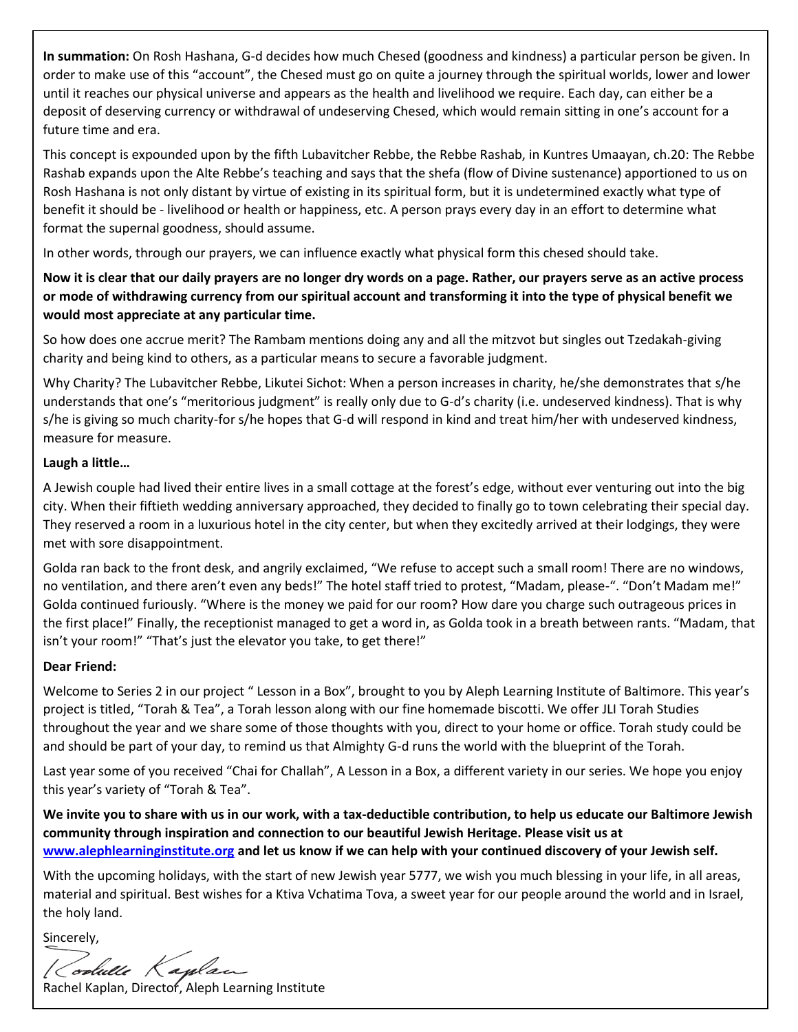**In summation:** On Rosh Hashana, G-d decides how much Chesed (goodness and kindness) a particular person be given. In order to make use of this "account", the Chesed must go on quite a journey through the spiritual worlds, lower and lower until it reaches our physical universe and appears as the health and livelihood we require. Each day, can either be a deposit of deserving currency or withdrawal of undeserving Chesed, which would remain sitting in one's account for a future time and era.

This concept is expounded upon by the fifth Lubavitcher Rebbe, the Rebbe Rashab, in Kuntres Umaayan, ch.20: The Rebbe Rashab expands upon the Alte Rebbe's teaching and says that the shefa (flow of Divine sustenance) apportioned to us on Rosh Hashana is not only distant by virtue of existing in its spiritual form, but it is undetermined exactly what type of benefit it should be - livelihood or health or happiness, etc. A person prays every day in an effort to determine what format the supernal goodness, should assume.

In other words, through our prayers, we can influence exactly what physical form this chesed should take.

**Now it is clear that our daily prayers are no longer dry words on a page. Rather, our prayers serve as an active process or mode of withdrawing currency from our spiritual account and transforming it into the type of physical benefit we would most appreciate at any particular time.**

So how does one accrue merit? The Rambam mentions doing any and all the mitzvot but singles out Tzedakah-giving charity and being kind to others, as a particular means to secure a favorable judgment.

Why Charity? The Lubavitcher Rebbe, Likutei Sichot: When a person increases in charity, he/she demonstrates that s/he understands that one's "meritorious judgment" is really only due to G-d's charity (i.e. undeserved kindness). That is why s/he is giving so much charity-for s/he hopes that G-d will respond in kind and treat him/her with undeserved kindness, measure for measure.

**Laugh a little…**

A Jewish couple had lived their entire lives in a small cottage at the forest's edge, without ever venturing out into the big city. When their fiftieth wedding anniversary approached, they decided to finally go to town celebrating their special day. They reserved a room in a luxurious hotel in the city center, but when they excitedly arrived at their lodgings, they were met with sore disappointment.

Golda ran back to the front desk, and angrily exclaimed, "We refuse to accept such a small room! There are no windows, no ventilation, and there aren't even any beds!" The hotel staff tried to protest, "Madam, please-". "Don't Madam me!" Golda continued furiously. "Where is the money we paid for our room? How dare you charge such outrageous prices in the first place!" Finally, the receptionist managed to get a word in, as Golda took in a breath between rants. "Madam, that isn't your room!" "That's just the elevator you take, to get there!"

**Dear Friend:**

Welcome to Series 2 in our project " Lesson in a Box", brought to you by Aleph Learning Institute of Baltimore. This year's project is titled, "Torah & Tea", a Torah lesson along with our fine homemade biscotti. We offer JLI Torah Studies throughout the year and we share some of those thoughts with you, direct to your home or office. Torah study could be and should be part of your day, to remind us that Almighty G-d runs the world with the blueprint of the Torah.

Last year some of you received "Chai for Challah", A Lesson in a Box, a different variety in our series. We hope you enjoy this year's variety of "Torah & Tea".

**We invite you to share with us in our work, with a tax-deductible contribution, to help us educate our Baltimore Jewish community through inspiration and connection to our beautiful Jewish Heritage. Please visit us at [www.alephlearninginstitute.org](http://www.alephlearninginstitute.org) and let us know if we can help with your continued discovery of your Jewish self.**

With the upcoming holidays, with the start of new Jewish year 5777, we wish you much blessing in your life, in all areas, material and spiritual. Best wishes for a Ktiva Vchatima Tova, a sweet year for our people around the world and in Israel, the holy land.

Sincerely,

Rochelle Kaplan

Rachel Kaplan, Director, Aleph Learning Institute